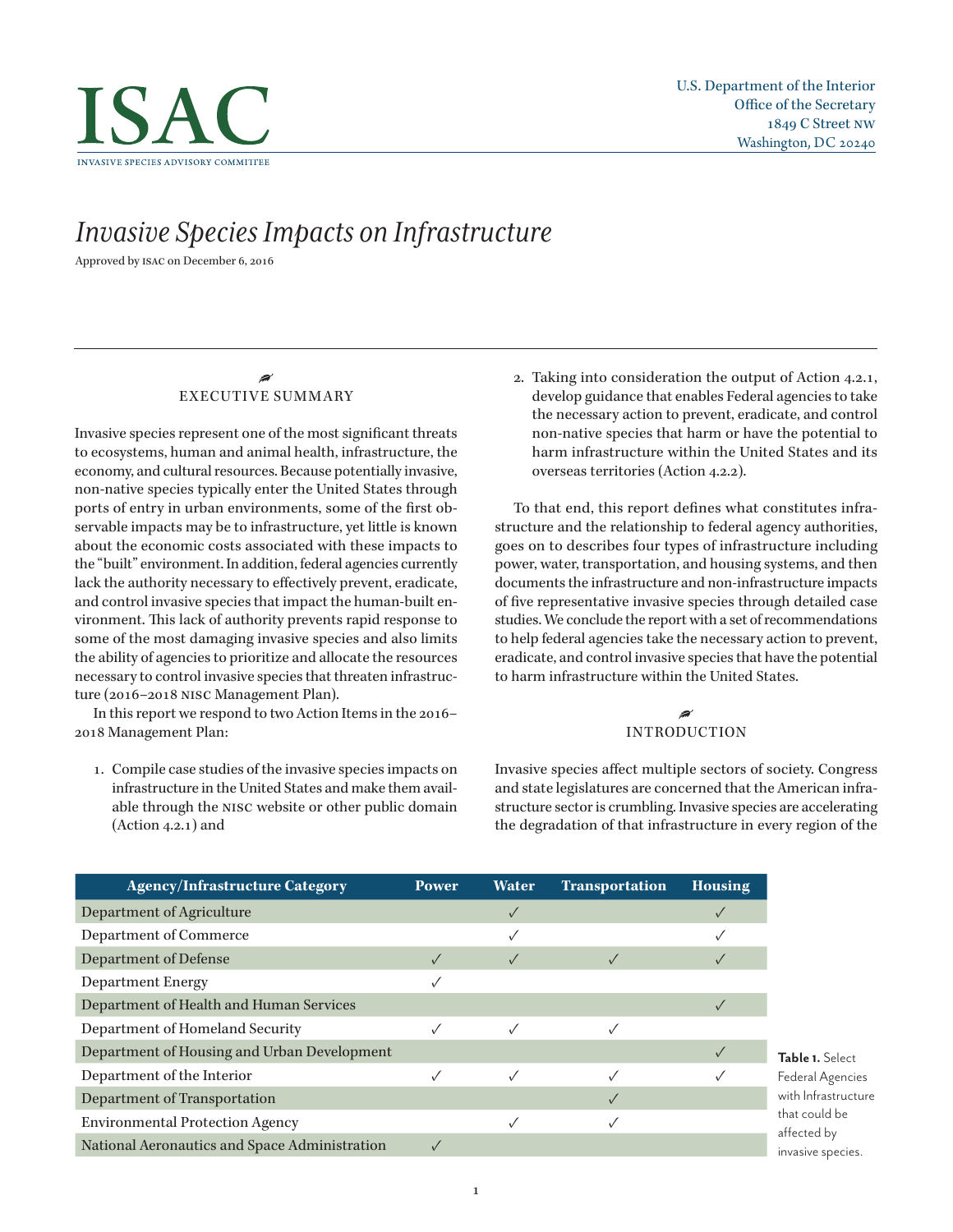# ISAC

INVASIVE SPECIES ADVISORY COMMITTEE

U.S. Department of the Interior
Office of the Secretary
1849 C Street NW
Washington, DC 20240

# *Invasive Species Impacts on Infrastructure*

Approved by ISAC on December 6, 2016

## EXECUTIVE SUMMARY

Invasive species represent one of the most significant threats to ecosystems, human and animal health, infrastructure, the economy, and cultural resources. Because potentially invasive, non-native species typically enter the United States through ports of entry in urban environments, some of the first observable impacts may be to infrastructure, yet little is known about the economic costs associated with these impacts to the "built" environment. In addition, federal agencies currently lack the authority necessary to effectively prevent, eradicate, and control invasive species that impact the human-built environment. This lack of authority prevents rapid response to some of the most damaging invasive species and also limits the ability of agencies to prioritize and allocate the resources necessary to control invasive species that threaten infrastructure (2016–2018 NISC Management Plan).

In this report we respond to two Action Items in the 2016–2018 Management Plan:

1. Compile case studies of the invasive species impacts on infrastructure in the United States and make them available through the NISC website or other public domain (Action 4.2.1) and
2. Taking into consideration the output of Action 4.2.1, develop guidance that enables Federal agencies to take the necessary action to prevent, eradicate, and control non-native species that harm or have the potential to harm infrastructure within the United States and its overseas territories (Action 4.2.2).

To that end, this report defines what constitutes infrastructure and the relationship to federal agency authorities, goes on to describes four types of infrastructure including power, water, transportation, and housing systems, and then documents the infrastructure and non-infrastructure impacts of five representative invasive species through detailed case studies. We conclude the report with a set of recommendations to help federal agencies take the necessary action to prevent, eradicate, and control invasive species that have the potential to harm infrastructure within the United States.

## INTRODUCTION

Invasive species affect multiple sectors of society. Congress and state legislatures are concerned that the American infrastructure sector is crumbling. Invasive species are accelerating the degradation of that infrastructure in every region of the

| Agency/Infrastructure Category | Power | Water | Transportation | Housing |
|---|---|---|---|---|
| Department of Agriculture | | ✓ | | ✓ |
| Department of Commerce | | ✓ | | ✓ |
| Department of Defense | ✓ | ✓ | ✓ | ✓ |
| Department Energy | ✓ | | | |
| Department of Health and Human Services | | | | ✓ |
| Department of Homeland Security | ✓ | ✓ | ✓ | |
| Department of Housing and Urban Development | | | | ✓ |
| Department of the Interior | ✓ | ✓ | ✓ | ✓ |
| Department of Transportation | | | ✓ | |
| Environmental Protection Agency | | ✓ | ✓ | |
| National Aeronautics and Space Administration | ✓ | | | |

**Table 1.** Select Federal Agencies with Infrastructure that could be affected by invasive species.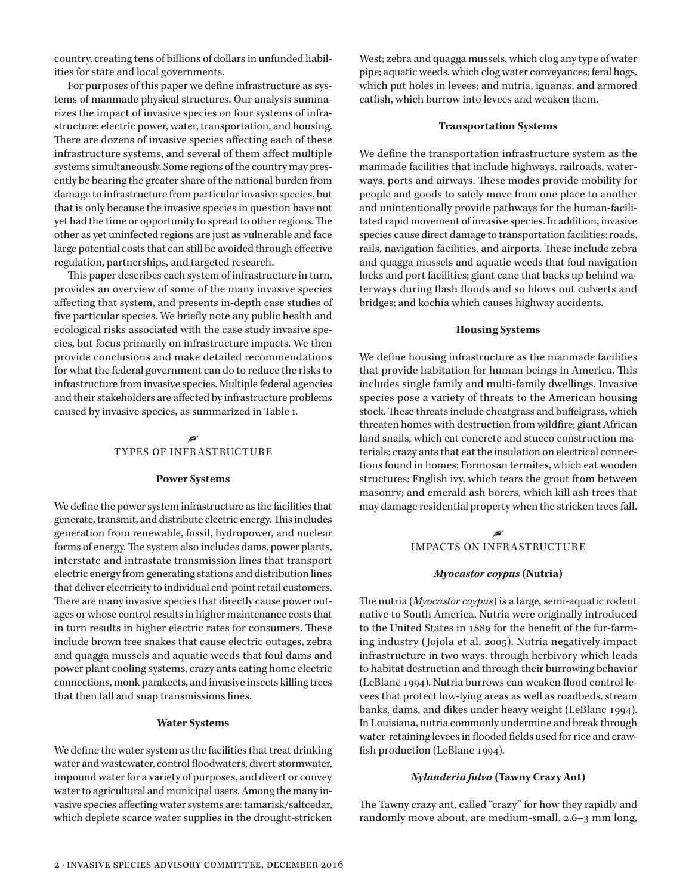country, creating tens of billions of dollars in unfunded liabilities for state and local governments.

For purposes of this paper we define infrastructure as systems of manmade physical structures. Our analysis summarizes the impact of invasive species on four systems of infrastructure: electric power, water, transportation, and housing. There are dozens of invasive species affecting each of these infrastructure systems, and several of them affect multiple systems simultaneously. Some regions of the country may presently be bearing the greater share of the national burden from damage to infrastructure from particular invasive species, but that is only because the invasive species in question have not yet had the time or opportunity to spread to other regions. The other as yet uninfected regions are just as vulnerable and face large potential costs that can still be avoided through effective regulation, partnerships, and targeted research.

This paper describes each system of infrastructure in turn, provides an overview of some of the many invasive species affecting that system, and presents in-depth case studies of five particular species. We briefly note any public health and ecological risks associated with the case study invasive species, but focus primarily on infrastructure impacts. We then provide conclusions and make detailed recommendations for what the federal government can do to reduce the risks to infrastructure from invasive species. Multiple federal agencies and their stakeholders are affected by infrastructure problems caused by invasive species, as summarized in Table 1.

## TYPES OF INFRASTRUCTURE

### Power Systems

We define the power system infrastructure as the facilities that generate, transmit, and distribute electric energy. This includes generation from renewable, fossil, hydropower, and nuclear forms of energy. The system also includes dams, power plants, interstate and intrastate transmission lines that transport electric energy from generating stations and distribution lines that deliver electricity to individual end-point retail customers. There are many invasive species that directly cause power outages or whose control results in higher maintenance costs that in turn results in higher electric rates for consumers. These include brown tree snakes that cause electric outages, zebra and quagga mussels and aquatic weeds that foul dams and power plant cooling systems, crazy ants eating home electric connections, monk parakeets, and invasive insects killing trees that then fall and snap transmissions lines.

### Water Systems

We define the water system as the facilities that treat drinking water and wastewater, control floodwaters, divert stormwater, impound water for a variety of purposes, and divert or convey water to agricultural and municipal users. Among the many invasive species affecting water systems are: tamarisk/saltcedar, which deplete scarce water supplies in the drought-stricken West; zebra and quagga mussels, which clog any type of water pipe; aquatic weeds, which clog water conveyances; feral hogs, which put holes in levees; and nutria, iguanas, and armored catfish, which burrow into levees and weaken them.

### Transportation Systems

We define the transportation infrastructure system as the manmade facilities that include highways, railroads, waterways, ports and airways. These modes provide mobility for people and goods to safely move from one place to another and unintentionally provide pathways for the human-facilitated rapid movement of invasive species. In addition, invasive species cause direct damage to transportation facilities: roads, rails, navigation facilities, and airports. These include zebra and quagga mussels and aquatic weeds that foul navigation locks and port facilities; giant cane that backs up behind waterways during flash floods and so blows out culverts and bridges; and kochia which causes highway accidents.

### Housing Systems

We define housing infrastructure as the manmade facilities that provide habitation for human beings in America. This includes single family and multi-family dwellings. Invasive species pose a variety of threats to the American housing stock. These threats include cheatgrass and buffelgrass, which threaten homes with destruction from wildfire; giant African land snails, which eat concrete and stucco construction materials; crazy ants that eat the insulation on electrical connections found in homes; Formosan termites, which eat wooden structures; English ivy, which tears the grout from between masonry; and emerald ash borers, which kill ash trees that may damage residential property when the stricken trees fall.

## IMPACTS ON INFRASTRUCTURE

### *Myocastor coypus* (Nutria)

The nutria (*Myocastor coypus*) is a large, semi-aquatic rodent native to South America. Nutria were originally introduced to the United States in 1889 for the benefit of the fur-farming industry (Jojola et al. 2005). Nutria negatively impact infrastructure in two ways: through herbivory which leads to habitat destruction and through their burrowing behavior (LeBlanc 1994). Nutria burrows can weaken flood control levees that protect low-lying areas as well as roadbeds, stream banks, dams, and dikes under heavy weight (LeBlanc 1994). In Louisiana, nutria commonly undermine and break through water-retaining levees in flooded fields used for rice and crawfish production (LeBlanc 1994).

### *Nylanderia fulva* (Tawny Crazy Ant)

The Tawny crazy ant, called "crazy" for how they rapidly and randomly move about, are medium-small, 2.6–3 mm long,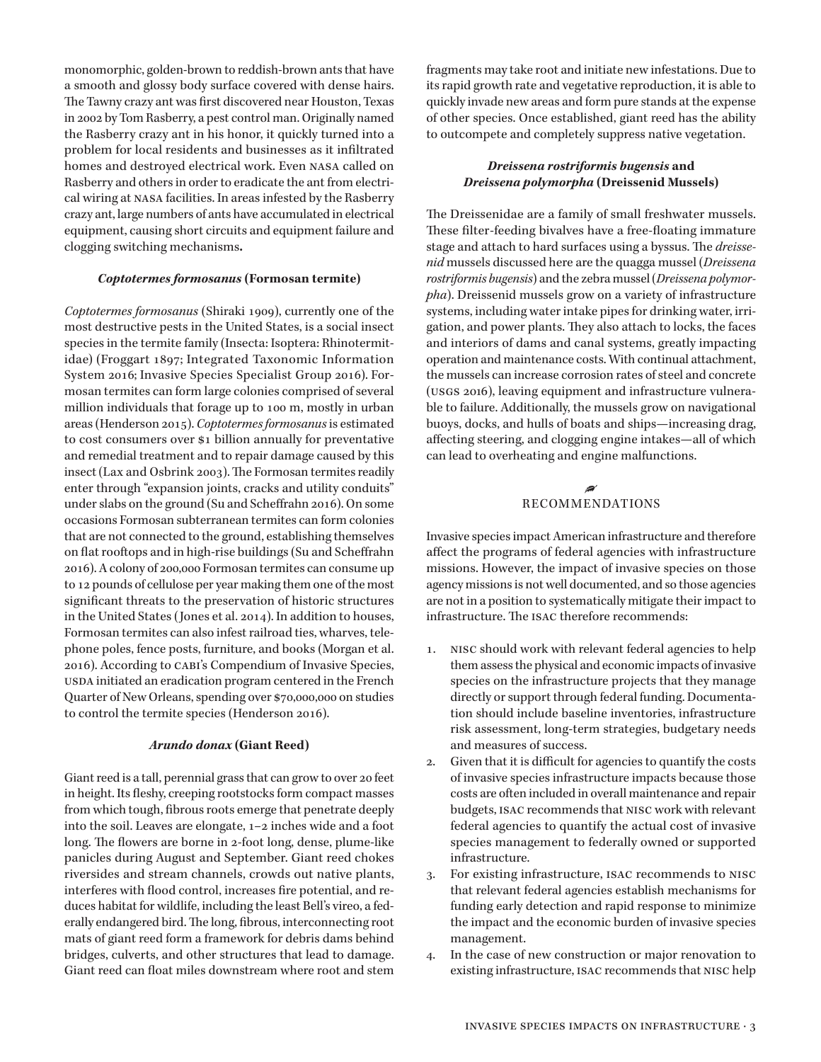monomorphic, golden-brown to reddish-brown ants that have a smooth and glossy body surface covered with dense hairs. The Tawny crazy ant was first discovered near Houston, Texas in 2002 by Tom Rasberry, a pest control man. Originally named the Rasberry crazy ant in his honor, it quickly turned into a problem for local residents and businesses as it infiltrated homes and destroyed electrical work. Even NASA called on Rasberry and others in order to eradicate the ant from electrical wiring at NASA facilities. In areas infested by the Rasberry crazy ant, large numbers of ants have accumulated in electrical equipment, causing short circuits and equipment failure and clogging switching mechanisms**.**

#### *Coptotermes formosanus* (Formosan termite)

*Coptotermes formosanus* (Shiraki 1909), currently one of the most destructive pests in the United States, is a social insect species in the termite family (Insecta: Isoptera: Rhinotermitidae) (Froggart 1897; Integrated Taxonomic Information System 2016; Invasive Species Specialist Group 2016). Formosan termites can form large colonies comprised of several million individuals that forage up to 100 m, mostly in urban areas (Henderson 2015). *Coptotermes formosanus* is estimated to cost consumers over $1 billion annually for preventative and remedial treatment and to repair damage caused by this insect (Lax and Osbrink 2003). The Formosan termites readily enter through "expansion joints, cracks and utility conduits" under slabs on the ground (Su and Scheffrahn 2016). On some occasions Formosan subterranean termites can form colonies that are not connected to the ground, establishing themselves on flat rooftops and in high-rise buildings (Su and Scheffrahn 2016). A colony of 200,000 Formosan termites can consume up to 12 pounds of cellulose per year making them one of the most significant threats to the preservation of historic structures in the United States (Jones et al. 2014). In addition to houses, Formosan termites can also infest railroad ties, wharves, telephone poles, fence posts, furniture, and books (Morgan et al. 2016). According to CABI's Compendium of Invasive Species, USDA initiated an eradication program centered in the French Quarter of New Orleans, spending over $70,000,000 on studies to control the termite species (Henderson 2016).

#### *Arundo donax* (Giant Reed)

Giant reed is a tall, perennial grass that can grow to over 20 feet in height. Its fleshy, creeping rootstocks form compact masses from which tough, fibrous roots emerge that penetrate deeply into the soil. Leaves are elongate, 1–2 inches wide and a foot long. The flowers are borne in 2-foot long, dense, plume-like panicles during August and September. Giant reed chokes riversides and stream channels, crowds out native plants, interferes with flood control, increases fire potential, and reduces habitat for wildlife, including the least Bell's vireo, a federally endangered bird. The long, fibrous, interconnecting root mats of giant reed form a framework for debris dams behind bridges, culverts, and other structures that lead to damage. Giant reed can float miles downstream where root and stem fragments may take root and initiate new infestations. Due to its rapid growth rate and vegetative reproduction, it is able to quickly invade new areas and form pure stands at the expense of other species. Once established, giant reed has the ability to outcompete and completely suppress native vegetation.

#### *Dreissena rostriformis bugensis* and *Dreissena polymorpha* (Dreissenid Mussels)

The Dreissenidae are a family of small freshwater mussels. These filter-feeding bivalves have a free-floating immature stage and attach to hard surfaces using a byssus. The *dreissenid* mussels discussed here are the quagga mussel (*Dreissena rostriformis bugensis*) and the zebra mussel (*Dreissena polymorpha*). Dreissenid mussels grow on a variety of infrastructure systems, including water intake pipes for drinking water, irrigation, and power plants. They also attach to locks, the faces and interiors of dams and canal systems, greatly impacting operation and maintenance costs. With continual attachment, the mussels can increase corrosion rates of steel and concrete (USGS 2016), leaving equipment and infrastructure vulnerable to failure. Additionally, the mussels grow on navigational buoys, docks, and hulls of boats and ships—increasing drag, affecting steering, and clogging engine intakes—all of which can lead to overheating and engine malfunctions.

## RECOMMENDATIONS

Invasive species impact American infrastructure and therefore affect the programs of federal agencies with infrastructure missions. However, the impact of invasive species on those agency missions is not well documented, and so those agencies are not in a position to systematically mitigate their impact to infrastructure. The ISAC therefore recommends:

1. NISC should work with relevant federal agencies to help them assess the physical and economic impacts of invasive species on the infrastructure projects that they manage directly or support through federal funding. Documentation should include baseline inventories, infrastructure risk assessment, long-term strategies, budgetary needs and measures of success.
2. Given that it is difficult for agencies to quantify the costs of invasive species infrastructure impacts because those costs are often included in overall maintenance and repair budgets, ISAC recommends that NISC work with relevant federal agencies to quantify the actual cost of invasive species management to federally owned or supported infrastructure.
3. For existing infrastructure, ISAC recommends to NISC that relevant federal agencies establish mechanisms for funding early detection and rapid response to minimize the impact and the economic burden of invasive species management.
4. In the case of new construction or major renovation to existing infrastructure, ISAC recommends that NISC help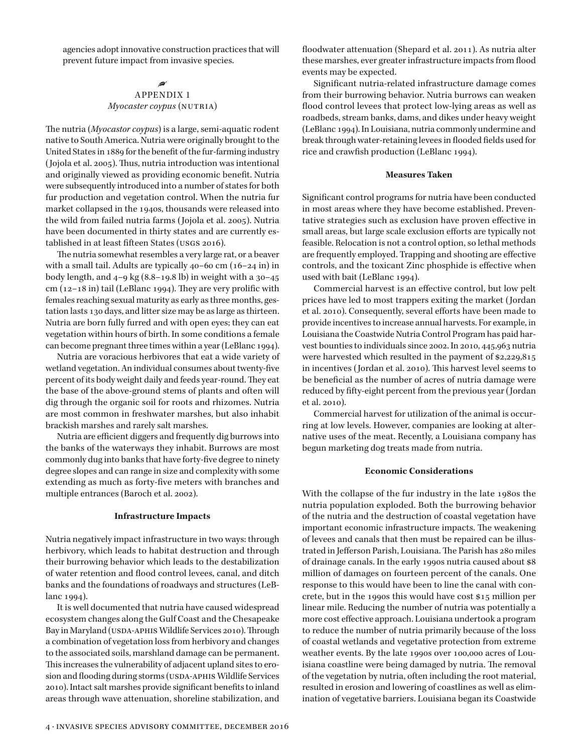agencies adopt innovative construction practices that will prevent future impact from invasive species.

## APPENDIX 1
### *Myocaster coypus* (NUTRIA)

The nutria (*Myocastor coypus*) is a large, semi-aquatic rodent native to South America. Nutria were originally brought to the United States in 1889 for the benefit of the fur-farming industry (Jojola et al. 2005). Thus, nutria introduction was intentional and originally viewed as providing economic benefit. Nutria were subsequently introduced into a number of states for both fur production and vegetation control. When the nutria fur market collapsed in the 1940s, thousands were released into the wild from failed nutria farms (Jojola et al. 2005). Nutria have been documented in thirty states and are currently established in at least fifteen States (USGS 2016).

The nutria somewhat resembles a very large rat, or a beaver with a small tail. Adults are typically 40–60 cm (16–24 in) in body length, and 4–9 kg (8.8–19.8 lb) in weight with a 30–45 cm (12–18 in) tail (LeBlanc 1994). They are very prolific with females reaching sexual maturity as early as three months, gestation lasts 130 days, and litter size may be as large as thirteen. Nutria are born fully furred and with open eyes; they can eat vegetation within hours of birth. In some conditions a female can become pregnant three times within a year (LeBlanc 1994).

Nutria are voracious herbivores that eat a wide variety of wetland vegetation. An individual consumes about twenty-five percent of its body weight daily and feeds year-round. They eat the base of the above-ground stems of plants and often will dig through the organic soil for roots and rhizomes. Nutria are most common in freshwater marshes, but also inhabit brackish marshes and rarely salt marshes.

Nutria are efficient diggers and frequently dig burrows into the banks of the waterways they inhabit. Burrows are most commonly dug into banks that have forty-five degree to ninety degree slopes and can range in size and complexity with some extending as much as forty-five meters with branches and multiple entrances (Baroch et al. 2002).

#### Infrastructure Impacts

Nutria negatively impact infrastructure in two ways: through herbivory, which leads to habitat destruction and through their burrowing behavior which leads to the destabilization of water retention and flood control levees, canal, and ditch banks and the foundations of roadways and structures (LeBlanc 1994).

It is well documented that nutria have caused widespread ecosystem changes along the Gulf Coast and the Chesapeake Bay in Maryland (USDA-APHIS Wildlife Services 2010). Through a combination of vegetation loss from herbivory and changes to the associated soils, marshland damage can be permanent. This increases the vulnerability of adjacent upland sites to erosion and flooding during storms (USDA-APHIS Wildlife Services 2010). Intact salt marshes provide significant benefits to inland areas through wave attenuation, shoreline stabilization, and floodwater attenuation (Shepard et al. 2011). As nutria alter these marshes, ever greater infrastructure impacts from flood events may be expected.

Significant nutria-related infrastructure damage comes from their burrowing behavior. Nutria burrows can weaken flood control levees that protect low-lying areas as well as roadbeds, stream banks, dams, and dikes under heavy weight (LeBlanc 1994). In Louisiana, nutria commonly undermine and break through water-retaining levees in flooded fields used for rice and crawfish production (LeBlanc 1994).

#### Measures Taken

Significant control programs for nutria have been conducted in most areas where they have become established. Preventative strategies such as exclusion have proven effective in small areas, but large scale exclusion efforts are typically not feasible. Relocation is not a control option, so lethal methods are frequently employed. Trapping and shooting are effective controls, and the toxicant Zinc phosphide is effective when used with bait (LeBlanc 1994).

Commercial harvest is an effective control, but low pelt prices have led to most trappers exiting the market (Jordan et al. 2010). Consequently, several efforts have been made to provide incentives to increase annual harvests. For example, in Louisiana the Coastwide Nutria Control Program has paid harvest bounties to individuals since 2002. In 2010, 445,963 nutria were harvested which resulted in the payment of $2,229,815 in incentives (Jordan et al. 2010). This harvest level seems to be beneficial as the number of acres of nutria damage were reduced by fifty-eight percent from the previous year (Jordan et al. 2010).

Commercial harvest for utilization of the animal is occurring at low levels. However, companies are looking at alternative uses of the meat. Recently, a Louisiana company has begun marketing dog treats made from nutria.

#### Economic Considerations

With the collapse of the fur industry in the late 1980s the nutria population exploded. Both the burrowing behavior of the nutria and the destruction of coastal vegetation have important economic infrastructure impacts. The weakening of levees and canals that then must be repaired can be illustrated in Jefferson Parish, Louisiana. The Parish has 280 miles of drainage canals. In the early 1990s nutria caused about $8 million of damages on fourteen percent of the canals. One response to this would have been to line the canal with concrete, but in the 1990s this would have cost $15 million per linear mile. Reducing the number of nutria was potentially a more cost effective approach. Louisiana undertook a program to reduce the number of nutria primarily because of the loss of coastal wetlands and vegetative protection from extreme weather events. By the late 1990s over 100,000 acres of Louisiana coastline were being damaged by nutria. The removal of the vegetation by nutria, often including the root material, resulted in erosion and lowering of coastlines as well as elimination of vegetative barriers. Louisiana began its Coastwide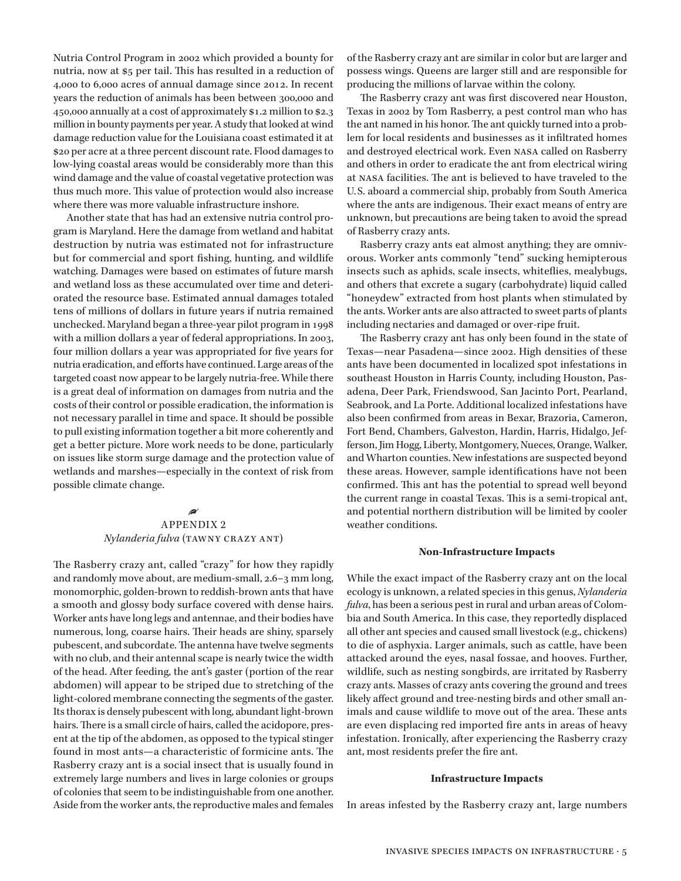Nutria Control Program in 2002 which provided a bounty for nutria, now at $5 per tail. This has resulted in a reduction of 4,000 to 6,000 acres of annual damage since 2012. In recent years the reduction of animals has been between 300,000 and 450,000 annually at a cost of approximately $1.2 million to $2.3 million in bounty payments per year. A study that looked at wind damage reduction value for the Louisiana coast estimated it at $20 per acre at a three percent discount rate. Flood damages to low-lying coastal areas would be considerably more than this wind damage and the value of coastal vegetative protection was thus much more. This value of protection would also increase where there was more valuable infrastructure inshore.

Another state that has had an extensive nutria control program is Maryland. Here the damage from wetland and habitat destruction by nutria was estimated not for infrastructure but for commercial and sport fishing, hunting, and wildlife watching. Damages were based on estimates of future marsh and wetland loss as these accumulated over time and deteriorated the resource base. Estimated annual damages totaled tens of millions of dollars in future years if nutria remained unchecked. Maryland began a three-year pilot program in 1998 with a million dollars a year of federal appropriations. In 2003, four million dollars a year was appropriated for five years for nutria eradication, and efforts have continued. Large areas of the targeted coast now appear to be largely nutria-free. While there is a great deal of information on damages from nutria and the costs of their control or possible eradication, the information is not necessary parallel in time and space. It should be possible to pull existing information together a bit more coherently and get a better picture. More work needs to be done, particularly on issues like storm surge damage and the protection value of wetlands and marshes—especially in the context of risk from possible climate change.

## APPENDIX 2
## *Nylanderia fulva* (TAWNY CRAZY ANT)

The Rasberry crazy ant, called "crazy" for how they rapidly and randomly move about, are medium-small, 2.6–3 mm long, monomorphic, golden-brown to reddish-brown ants that have a smooth and glossy body surface covered with dense hairs. Worker ants have long legs and antennae, and their bodies have numerous, long, coarse hairs. Their heads are shiny, sparsely pubescent, and subcordate. The antenna have twelve segments with no club, and their antennal scape is nearly twice the width of the head. After feeding, the ant's gaster (portion of the rear abdomen) will appear to be striped due to stretching of the light-colored membrane connecting the segments of the gaster. Its thorax is densely pubescent with long, abundant light-brown hairs. There is a small circle of hairs, called the acidopore, present at the tip of the abdomen, as opposed to the typical stinger found in most ants—a characteristic of formicine ants. The Rasberry crazy ant is a social insect that is usually found in extremely large numbers and lives in large colonies or groups of colonies that seem to be indistinguishable from one another. Aside from the worker ants, the reproductive males and females of the Rasberry crazy ant are similar in color but are larger and possess wings. Queens are larger still and are responsible for producing the millions of larvae within the colony.

The Rasberry crazy ant was first discovered near Houston, Texas in 2002 by Tom Rasberry, a pest control man who has the ant named in his honor. The ant quickly turned into a problem for local residents and businesses as it infiltrated homes and destroyed electrical work. Even NASA called on Rasberry and others in order to eradicate the ant from electrical wiring at NASA facilities. The ant is believed to have traveled to the U.S. aboard a commercial ship, probably from South America where the ants are indigenous. Their exact means of entry are unknown, but precautions are being taken to avoid the spread of Rasberry crazy ants.

Rasberry crazy ants eat almost anything; they are omnivorous. Worker ants commonly "tend" sucking hemipterous insects such as aphids, scale insects, whiteflies, mealybugs, and others that excrete a sugary (carbohydrate) liquid called "honeydew" extracted from host plants when stimulated by the ants. Worker ants are also attracted to sweet parts of plants including nectaries and damaged or over-ripe fruit.

The Rasberry crazy ant has only been found in the state of Texas—near Pasadena—since 2002. High densities of these ants have been documented in localized spot infestations in southeast Houston in Harris County, including Houston, Pasadena, Deer Park, Friendswood, San Jacinto Port, Pearland, Seabrook, and La Porte. Additional localized infestations have also been confirmed from areas in Bexar, Brazoria, Cameron, Fort Bend, Chambers, Galveston, Hardin, Harris, Hidalgo, Jefferson, Jim Hogg, Liberty, Montgomery, Nueces, Orange, Walker, and Wharton counties. New infestations are suspected beyond these areas. However, sample identifications have not been confirmed. This ant has the potential to spread well beyond the current range in coastal Texas. This is a semi-tropical ant, and potential northern distribution will be limited by cooler weather conditions.

### Non-Infrastructure Impacts

While the exact impact of the Rasberry crazy ant on the local ecology is unknown, a related species in this genus, *Nylanderia fulva*, has been a serious pest in rural and urban areas of Colombia and South America. In this case, they reportedly displaced all other ant species and caused small livestock (e.g., chickens) to die of asphyxia. Larger animals, such as cattle, have been attacked around the eyes, nasal fossae, and hooves. Further, wildlife, such as nesting songbirds, are irritated by Rasberry crazy ants. Masses of crazy ants covering the ground and trees likely affect ground and tree-nesting birds and other small animals and cause wildlife to move out of the area. These ants are even displacing red imported fire ants in areas of heavy infestation. Ironically, after experiencing the Rasberry crazy ant, most residents prefer the fire ant.

### Infrastructure Impacts

In areas infested by the Rasberry crazy ant, large numbers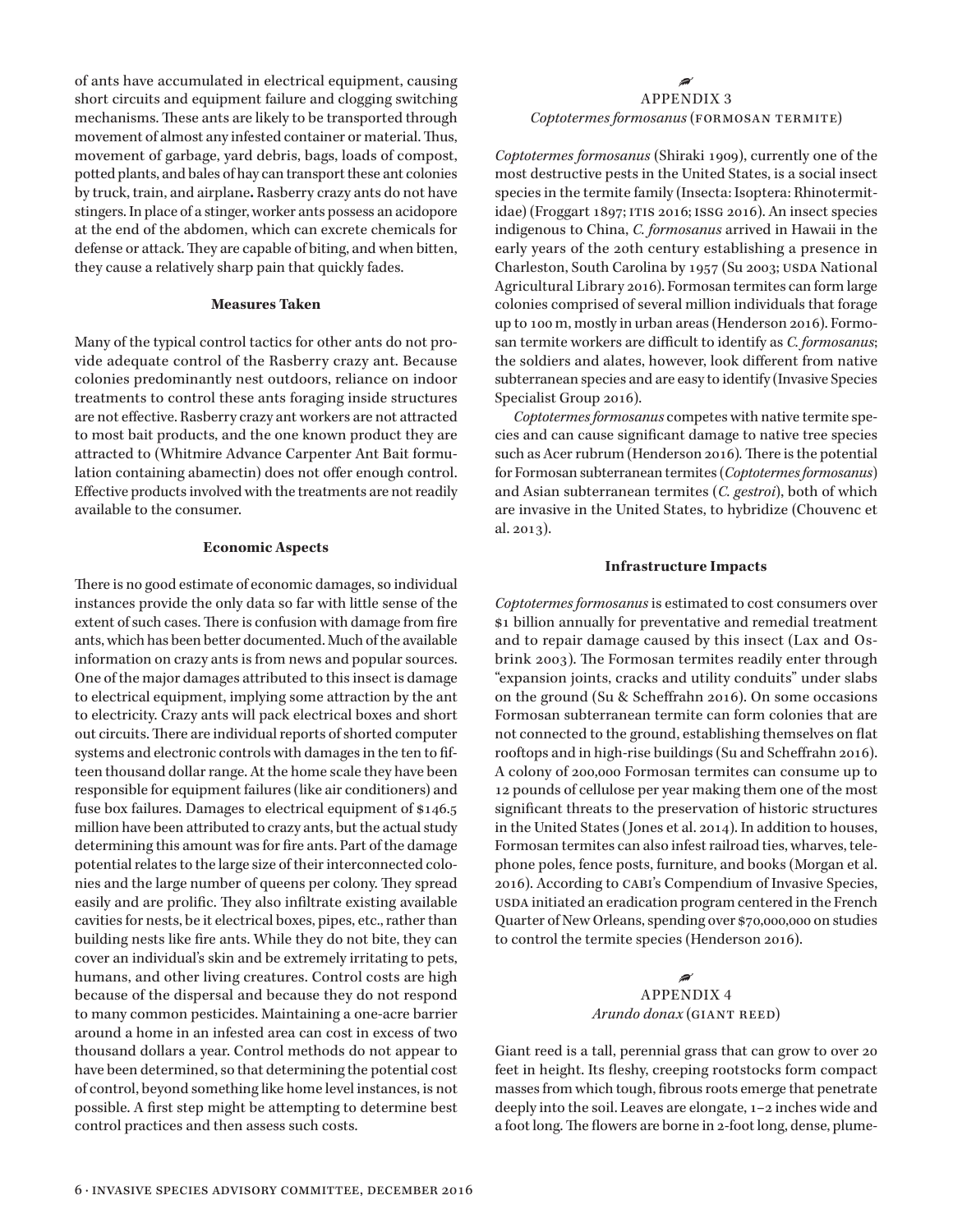of ants have accumulated in electrical equipment, causing short circuits and equipment failure and clogging switching mechanisms. These ants are likely to be transported through movement of almost any infested container or material. Thus, movement of garbage, yard debris, bags, loads of compost, potted plants, and bales of hay can transport these ant colonies by truck, train, and airplane**.** Rasberry crazy ants do not have stingers. In place of a stinger, worker ants possess an acidopore at the end of the abdomen, which can excrete chemicals for defense or attack. They are capable of biting, and when bitten, they cause a relatively sharp pain that quickly fades.

#### Measures Taken

Many of the typical control tactics for other ants do not provide adequate control of the Rasberry crazy ant. Because colonies predominantly nest outdoors, reliance on indoor treatments to control these ants foraging inside structures are not effective. Rasberry crazy ant workers are not attracted to most bait products, and the one known product they are attracted to (Whitmire Advance Carpenter Ant Bait formulation containing abamectin) does not offer enough control. Effective products involved with the treatments are not readily available to the consumer.

#### Economic Aspects

There is no good estimate of economic damages, so individual instances provide the only data so far with little sense of the extent of such cases. There is confusion with damage from fire ants, which has been better documented. Much of the available information on crazy ants is from news and popular sources. One of the major damages attributed to this insect is damage to electrical equipment, implying some attraction by the ant to electricity. Crazy ants will pack electrical boxes and short out circuits. There are individual reports of shorted computer systems and electronic controls with damages in the ten to fifteen thousand dollar range. At the home scale they have been responsible for equipment failures (like air conditioners) and fuse box failures. Damages to electrical equipment of $146.5 million have been attributed to crazy ants, but the actual study determining this amount was for fire ants. Part of the damage potential relates to the large size of their interconnected colonies and the large number of queens per colony. They spread easily and are prolific. They also infiltrate existing available cavities for nests, be it electrical boxes, pipes, etc., rather than building nests like fire ants. While they do not bite, they can cover an individual's skin and be extremely irritating to pets, humans, and other living creatures. Control costs are high because of the dispersal and because they do not respond to many common pesticides. Maintaining a one-acre barrier around a home in an infested area can cost in excess of two thousand dollars a year. Control methods do not appear to have been determined, so that determining the potential cost of control, beyond something like home level instances, is not possible. A first step might be attempting to determine best control practices and then assess such costs.

## APPENDIX 3
### *Coptotermes formosanus* (FORMOSAN TERMITE)

*Coptotermes formosanus* (Shiraki 1909), currently one of the most destructive pests in the United States, is a social insect species in the termite family (Insecta: Isoptera: Rhinotermitidae) (Froggart 1897; ITIS 2016; ISSG 2016). An insect species indigenous to China, *C. formosanus* arrived in Hawaii in the early years of the 20th century establishing a presence in Charleston, South Carolina by 1957 (Su 2003; USDA National Agricultural Library 2016). Formosan termites can form large colonies comprised of several million individuals that forage up to 100 m, mostly in urban areas (Henderson 2016). Formosan termite workers are difficult to identify as *C. formosanus*; the soldiers and alates, however, look different from native subterranean species and are easy to identify (Invasive Species Specialist Group 2016).

*Coptotermes formosanus* competes with native termite species and can cause significant damage to native tree species such as Acer rubrum (Henderson 2016). There is the potential for Formosan subterranean termites (*Coptotermes formosanus*) and Asian subterranean termites (*C. gestroi*), both of which are invasive in the United States, to hybridize (Chouvenc et al. 2013).

#### Infrastructure Impacts

*Coptotermes formosanus* is estimated to cost consumers over $1 billion annually for preventative and remedial treatment and to repair damage caused by this insect (Lax and Osbrink 2003). The Formosan termites readily enter through "expansion joints, cracks and utility conduits" under slabs on the ground (Su & Scheffrahn 2016). On some occasions Formosan subterranean termite can form colonies that are not connected to the ground, establishing themselves on flat rooftops and in high-rise buildings (Su and Scheffrahn 2016). A colony of 200,000 Formosan termites can consume up to 12 pounds of cellulose per year making them one of the most significant threats to the preservation of historic structures in the United States (Jones et al. 2014). In addition to houses, Formosan termites can also infest railroad ties, wharves, telephone poles, fence posts, furniture, and books (Morgan et al. 2016). According to CABI's Compendium of Invasive Species, USDA initiated an eradication program centered in the French Quarter of New Orleans, spending over $70,000,000 on studies to control the termite species (Henderson 2016).

## APPENDIX 4
### *Arundo donax* (GIANT REED)

Giant reed is a tall, perennial grass that can grow to over 20 feet in height. Its fleshy, creeping rootstocks form compact masses from which tough, fibrous roots emerge that penetrate deeply into the soil. Leaves are elongate, 1–2 inches wide and a foot long. The flowers are borne in 2-foot long, dense, plume-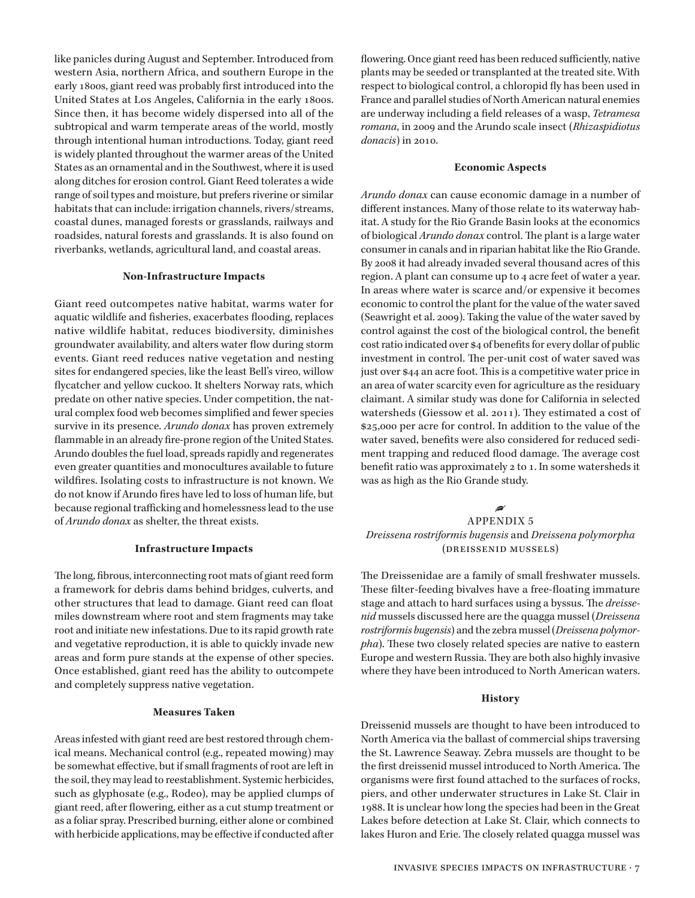like panicles during August and September. Introduced from western Asia, northern Africa, and southern Europe in the early 1800s, giant reed was probably first introduced into the United States at Los Angeles, California in the early 1800s. Since then, it has become widely dispersed into all of the subtropical and warm temperate areas of the world, mostly through intentional human introductions. Today, giant reed is widely planted throughout the warmer areas of the United States as an ornamental and in the Southwest, where it is used along ditches for erosion control. Giant Reed tolerates a wide range of soil types and moisture, but prefers riverine or similar habitats that can include: irrigation channels, rivers/streams, coastal dunes, managed forests or grasslands, railways and roadsides, natural forests and grasslands. It is also found on riverbanks, wetlands, agricultural land, and coastal areas.

#### Non-Infrastructure Impacts

Giant reed outcompetes native habitat, warms water for aquatic wildlife and fisheries, exacerbates flooding, replaces native wildlife habitat, reduces biodiversity, diminishes groundwater availability, and alters water flow during storm events. Giant reed reduces native vegetation and nesting sites for endangered species, like the least Bell's vireo, willow flycatcher and yellow cuckoo. It shelters Norway rats, which predate on other native species. Under competition, the natural complex food web becomes simplified and fewer species survive in its presence. *Arundo donax* has proven extremely flammable in an already fire-prone region of the United States. Arundo doubles the fuel load, spreads rapidly and regenerates even greater quantities and monocultures available to future wildfires. Isolating costs to infrastructure is not known. We do not know if Arundo fires have led to loss of human life, but because regional trafficking and homelessness lead to the use of *Arundo donax* as shelter, the threat exists.

#### Infrastructure Impacts

The long, fibrous, interconnecting root mats of giant reed form a framework for debris dams behind bridges, culverts, and other structures that lead to damage. Giant reed can float miles downstream where root and stem fragments may take root and initiate new infestations. Due to its rapid growth rate and vegetative reproduction, it is able to quickly invade new areas and form pure stands at the expense of other species. Once established, giant reed has the ability to outcompete and completely suppress native vegetation.

#### Measures Taken

Areas infested with giant reed are best restored through chemical means. Mechanical control (e.g., repeated mowing) may be somewhat effective, but if small fragments of root are left in the soil, they may lead to reestablishment. Systemic herbicides, such as glyphosate (e.g., Rodeo), may be applied clumps of giant reed, after flowering, either as a cut stump treatment or as a foliar spray. Prescribed burning, either alone or combined with herbicide applications, may be effective if conducted after flowering. Once giant reed has been reduced sufficiently, native plants may be seeded or transplanted at the treated site. With respect to biological control, a chloropid fly has been used in France and parallel studies of North American natural enemies are underway including a field releases of a wasp, *Tetramesa romana*, in 2009 and the Arundo scale insect (*Rhizaspidiotus donacis*) in 2010.

#### Economic Aspects

*Arundo donax* can cause economic damage in a number of different instances. Many of those relate to its waterway habitat. A study for the Rio Grande Basin looks at the economics of biological *Arundo donax* control. The plant is a large water consumer in canals and in riparian habitat like the Rio Grande. By 2008 it had already invaded several thousand acres of this region. A plant can consume up to 4 acre feet of water a year. In areas where water is scarce and/or expensive it becomes economic to control the plant for the value of the water saved (Seawright et al. 2009). Taking the value of the water saved by control against the cost of the biological control, the benefit cost ratio indicated over $4 of benefits for every dollar of public investment in control. The per-unit cost of water saved was just over $44 an acre foot. This is a competitive water price in an area of water scarcity even for agriculture as the residuary claimant. A similar study was done for California in selected watersheds (Giessow et al. 2011). They estimated a cost of $25,000 per acre for control. In addition to the value of the water saved, benefits were also considered for reduced sediment trapping and reduced flood damage. The average cost benefit ratio was approximately 2 to 1. In some watersheds it was as high as the Rio Grande study.

## APPENDIX 5
## *Dreissena rostriformis bugensis* and *Dreissena polymorpha* (DREISSENID MUSSELS)

The Dreissenidae are a family of small freshwater mussels. These filter-feeding bivalves have a free-floating immature stage and attach to hard surfaces using a byssus. The *dreissenid* mussels discussed here are the quagga mussel (*Dreissena rostriformis bugensis*) and the zebra mussel (*Dreissena polymorpha*). These two closely related species are native to eastern Europe and western Russia. They are both also highly invasive where they have been introduced to North American waters.

#### History

Dreissenid mussels are thought to have been introduced to North America via the ballast of commercial ships traversing the St. Lawrence Seaway. Zebra mussels are thought to be the first dreissenid mussel introduced to North America. The organisms were first found attached to the surfaces of rocks, piers, and other underwater structures in Lake St. Clair in 1988. It is unclear how long the species had been in the Great Lakes before detection at Lake St. Clair, which connects to lakes Huron and Erie. The closely related quagga mussel was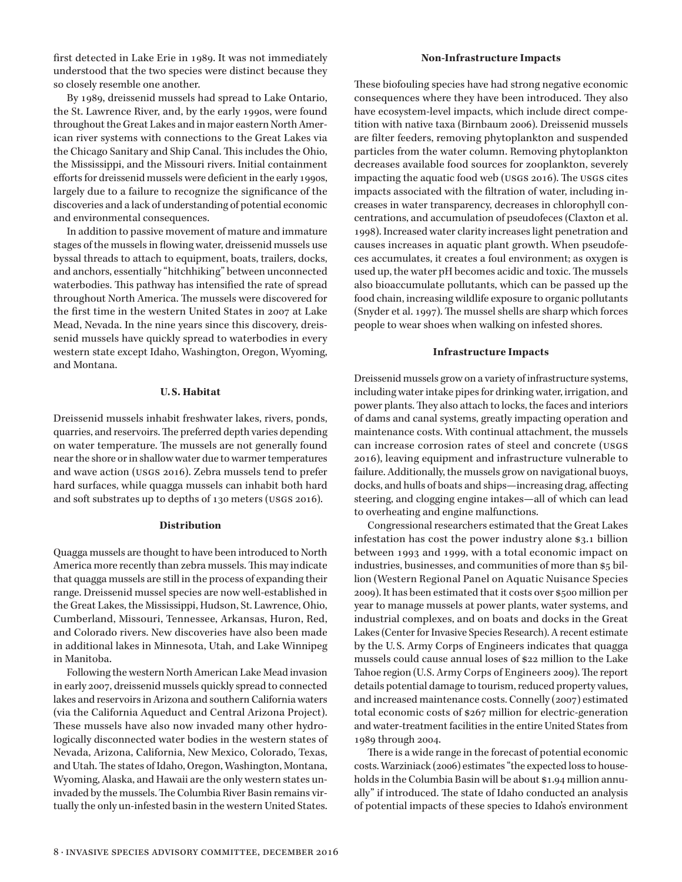first detected in Lake Erie in 1989. It was not immediately understood that the two species were distinct because they so closely resemble one another.

By 1989, dreissenid mussels had spread to Lake Ontario, the St. Lawrence River, and, by the early 1990s, were found throughout the Great Lakes and in major eastern North American river systems with connections to the Great Lakes via the Chicago Sanitary and Ship Canal. This includes the Ohio, the Mississippi, and the Missouri rivers. Initial containment efforts for dreissenid mussels were deficient in the early 1990s, largely due to a failure to recognize the significance of the discoveries and a lack of understanding of potential economic and environmental consequences.

In addition to passive movement of mature and immature stages of the mussels in flowing water, dreissenid mussels use byssal threads to attach to equipment, boats, trailers, docks, and anchors, essentially "hitchhiking" between unconnected waterbodies. This pathway has intensified the rate of spread throughout North America. The mussels were discovered for the first time in the western United States in 2007 at Lake Mead, Nevada. In the nine years since this discovery, dreissenid mussels have quickly spread to waterbodies in every western state except Idaho, Washington, Oregon, Wyoming, and Montana.

#### U.S. Habitat

Dreissenid mussels inhabit freshwater lakes, rivers, ponds, quarries, and reservoirs. The preferred depth varies depending on water temperature. The mussels are not generally found near the shore or in shallow water due to warmer temperatures and wave action (USGS 2016). Zebra mussels tend to prefer hard surfaces, while quagga mussels can inhabit both hard and soft substrates up to depths of 130 meters (USGS 2016).

#### Distribution

Quagga mussels are thought to have been introduced to North America more recently than zebra mussels. This may indicate that quagga mussels are still in the process of expanding their range. Dreissenid mussel species are now well-established in the Great Lakes, the Mississippi, Hudson, St. Lawrence, Ohio, Cumberland, Missouri, Tennessee, Arkansas, Huron, Red, and Colorado rivers. New discoveries have also been made in additional lakes in Minnesota, Utah, and Lake Winnipeg in Manitoba.

Following the western North American Lake Mead invasion in early 2007, dreissenid mussels quickly spread to connected lakes and reservoirs in Arizona and southern California waters (via the California Aqueduct and Central Arizona Project). These mussels have also now invaded many other hydrologically disconnected water bodies in the western states of Nevada, Arizona, California, New Mexico, Colorado, Texas, and Utah. The states of Idaho, Oregon, Washington, Montana, Wyoming, Alaska, and Hawaii are the only western states uninvaded by the mussels. The Columbia River Basin remains virtually the only un-infested basin in the western United States.

#### Non-Infrastructure Impacts

These biofouling species have had strong negative economic consequences where they have been introduced. They also have ecosystem-level impacts, which include direct competition with native taxa (Birnbaum 2006). Dreissenid mussels are filter feeders, removing phytoplankton and suspended particles from the water column. Removing phytoplankton decreases available food sources for zooplankton, severely impacting the aquatic food web (USGS 2016). The USGS cites impacts associated with the filtration of water, including increases in water transparency, decreases in chlorophyll concentrations, and accumulation of pseudofeces (Claxton et al. 1998). Increased water clarity increases light penetration and causes increases in aquatic plant growth. When pseudofeces accumulates, it creates a foul environment; as oxygen is used up, the water pH becomes acidic and toxic. The mussels also bioaccumulate pollutants, which can be passed up the food chain, increasing wildlife exposure to organic pollutants (Snyder et al. 1997). The mussel shells are sharp which forces people to wear shoes when walking on infested shores.

#### Infrastructure Impacts

Dreissenid mussels grow on a variety of infrastructure systems, including water intake pipes for drinking water, irrigation, and power plants. They also attach to locks, the faces and interiors of dams and canal systems, greatly impacting operation and maintenance costs. With continual attachment, the mussels can increase corrosion rates of steel and concrete (USGS 2016), leaving equipment and infrastructure vulnerable to failure. Additionally, the mussels grow on navigational buoys, docks, and hulls of boats and ships—increasing drag, affecting steering, and clogging engine intakes—all of which can lead to overheating and engine malfunctions.

Congressional researchers estimated that the Great Lakes infestation has cost the power industry alone $3.1 billion between 1993 and 1999, with a total economic impact on industries, businesses, and communities of more than $5 billion (Western Regional Panel on Aquatic Nuisance Species 2009). It has been estimated that it costs over $500 million per year to manage mussels at power plants, water systems, and industrial complexes, and on boats and docks in the Great Lakes (Center for Invasive Species Research). A recent estimate by the U.S. Army Corps of Engineers indicates that quagga mussels could cause annual loses of $22 million to the Lake Tahoe region (U.S. Army Corps of Engineers 2009). The report details potential damage to tourism, reduced property values, and increased maintenance costs. Connelly (2007) estimated total economic costs of $267 million for electric-generation and water-treatment facilities in the entire United States from 1989 through 2004.

There is a wide range in the forecast of potential economic costs. Warziniack (2006) estimates "the expected loss to households in the Columbia Basin will be about $1.94 million annually" if introduced. The state of Idaho conducted an analysis of potential impacts of these species to Idaho's environment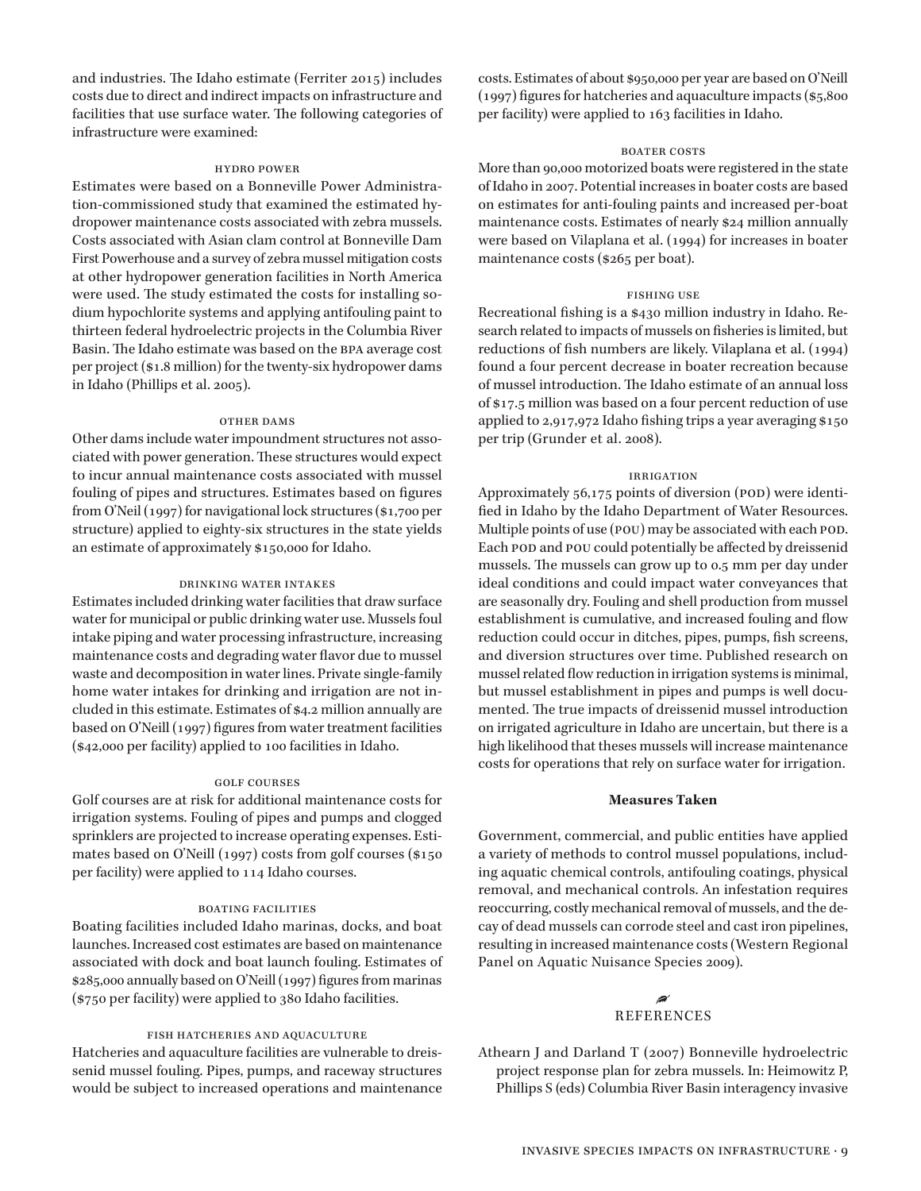and industries. The Idaho estimate (Ferriter 2015) includes costs due to direct and indirect impacts on infrastructure and facilities that use surface water. The following categories of infrastructure were examined:

#### HYDRO POWER

Estimates were based on a Bonneville Power Administration-commissioned study that examined the estimated hydropower maintenance costs associated with zebra mussels. Costs associated with Asian clam control at Bonneville Dam First Powerhouse and a survey of zebra mussel mitigation costs at other hydropower generation facilities in North America were used. The study estimated the costs for installing sodium hypochlorite systems and applying antifouling paint to thirteen federal hydroelectric projects in the Columbia River Basin. The Idaho estimate was based on the BPA average cost per project ($1.8 million) for the twenty-six hydropower dams in Idaho (Phillips et al. 2005).

#### OTHER DAMS

Other dams include water impoundment structures not associated with power generation. These structures would expect to incur annual maintenance costs associated with mussel fouling of pipes and structures. Estimates based on figures from O'Neil (1997) for navigational lock structures ($1,700 per structure) applied to eighty-six structures in the state yields an estimate of approximately $150,000 for Idaho.

#### DRINKING WATER INTAKES

Estimates included drinking water facilities that draw surface water for municipal or public drinking water use. Mussels foul intake piping and water processing infrastructure, increasing maintenance costs and degrading water flavor due to mussel waste and decomposition in water lines. Private single-family home water intakes for drinking and irrigation are not included in this estimate. Estimates of $4.2 million annually are based on O'Neill (1997) figures from water treatment facilities ($42,000 per facility) applied to 100 facilities in Idaho.

#### GOLF COURSES

Golf courses are at risk for additional maintenance costs for irrigation systems. Fouling of pipes and pumps and clogged sprinklers are projected to increase operating expenses. Estimates based on O'Neill (1997) costs from golf courses ($150 per facility) were applied to 114 Idaho courses.

#### BOATING FACILITIES

Boating facilities included Idaho marinas, docks, and boat launches. Increased cost estimates are based on maintenance associated with dock and boat launch fouling. Estimates of $285,000 annually based on O'Neill (1997) figures from marinas ($750 per facility) were applied to 380 Idaho facilities.

#### FISH HATCHERIES AND AQUACULTURE

Hatcheries and aquaculture facilities are vulnerable to dreissenid mussel fouling. Pipes, pumps, and raceway structures would be subject to increased operations and maintenance costs. Estimates of about $950,000 per year are based on O'Neill (1997) figures for hatcheries and aquaculture impacts ($5,800 per facility) were applied to 163 facilities in Idaho.

#### BOATER COSTS

More than 90,000 motorized boats were registered in the state of Idaho in 2007. Potential increases in boater costs are based on estimates for anti-fouling paints and increased per-boat maintenance costs. Estimates of nearly $24 million annually were based on Vilaplana et al. (1994) for increases in boater maintenance costs ($265 per boat).

#### FISHING USE

Recreational fishing is a $430 million industry in Idaho. Research related to impacts of mussels on fisheries is limited, but reductions of fish numbers are likely. Vilaplana et al. (1994) found a four percent decrease in boater recreation because of mussel introduction. The Idaho estimate of an annual loss of $17.5 million was based on a four percent reduction of use applied to 2,917,972 Idaho fishing trips a year averaging $150 per trip (Grunder et al. 2008).

#### IRRIGATION

Approximately 56,175 points of diversion (POD) were identified in Idaho by the Idaho Department of Water Resources. Multiple points of use (POU) may be associated with each POD. Each POD and POU could potentially be affected by dreissenid mussels. The mussels can grow up to 0.5 mm per day under ideal conditions and could impact water conveyances that are seasonally dry. Fouling and shell production from mussel establishment is cumulative, and increased fouling and flow reduction could occur in ditches, pipes, pumps, fish screens, and diversion structures over time. Published research on mussel related flow reduction in irrigation systems is minimal, but mussel establishment in pipes and pumps is well documented. The true impacts of dreissenid mussel introduction on irrigated agriculture in Idaho are uncertain, but there is a high likelihood that theses mussels will increase maintenance costs for operations that rely on surface water for irrigation.

### Measures Taken

Government, commercial, and public entities have applied a variety of methods to control mussel populations, including aquatic chemical controls, antifouling coatings, physical removal, and mechanical controls. An infestation requires reoccurring, costly mechanical removal of mussels, and the decay of dead mussels can corrode steel and cast iron pipelines, resulting in increased maintenance costs (Western Regional Panel on Aquatic Nuisance Species 2009).

## REFERENCES

Athearn J and Darland T (2007) Bonneville hydroelectric project response plan for zebra mussels. In: Heimowitz P, Phillips S (eds) Columbia River Basin interagency invasive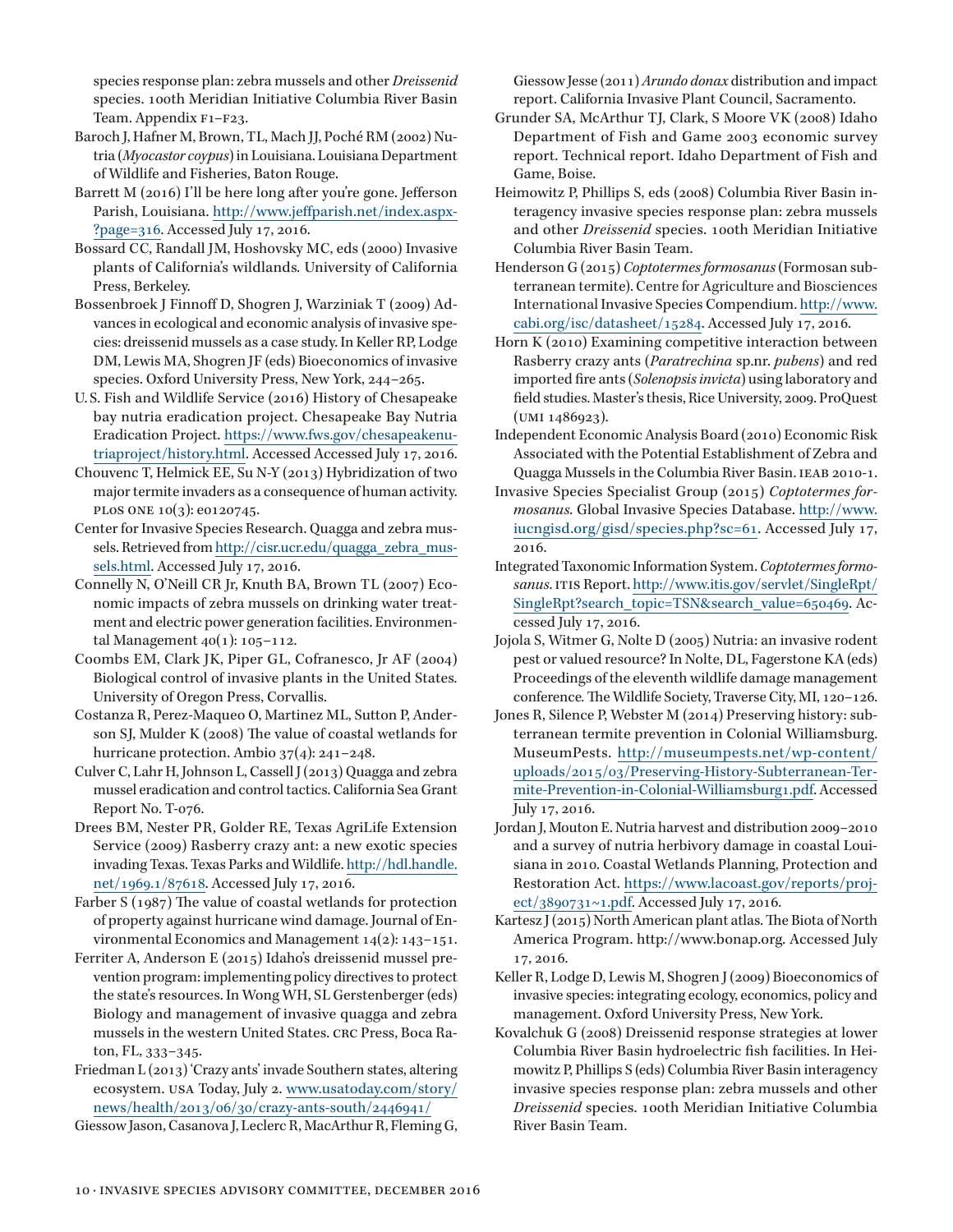species response plan: zebra mussels and other *Dreissenid* species. 100th Meridian Initiative Columbia River Basin Team. Appendix F1–F23.

Baroch J, Hafner M, Brown, TL, Mach JJ, Poché RM (2002) Nutria (*Myocastor coypus*) in Louisiana. Louisiana Department of Wildlife and Fisheries, Baton Rouge.

Barrett M (2016) I'll be here long after you're gone. Jefferson Parish, Louisiana. http://www.jeffparish.net/index.aspx?page=316. Accessed July 17, 2016.

Bossard CC, Randall JM, Hoshovsky MC, eds (2000) Invasive plants of California's wildlands. University of California Press, Berkeley.

Bossenbroek J Finnoff D, Shogren J, Warziniak T (2009) Advances in ecological and economic analysis of invasive species: dreissenid mussels as a case study. In Keller RP, Lodge DM, Lewis MA, Shogren JF (eds) Bioeconomics of invasive species. Oxford University Press, New York, 244–265.

U. S. Fish and Wildlife Service (2016) History of Chesapeake bay nutria eradication project. Chesapeake Bay Nutria Eradication Project. https://www.fws.gov/chesapeakenutriaproject/history.html. Accessed Accessed July 17, 2016.

Chouvenc T, Helmick EE, Su N-Y (2013) Hybridization of two major termite invaders as a consequence of human activity. PLOS ONE 10(3): e0120745.

Center for Invasive Species Research. Quagga and zebra mussels. Retrieved from http://cisr.ucr.edu/quagga_zebra_mussels.html. Accessed July 17, 2016.

Connelly N, O'Neill CR Jr, Knuth BA, Brown TL (2007) Economic impacts of zebra mussels on drinking water treatment and electric power generation facilities. Environmental Management 40(1): 105–112.

Coombs EM, Clark JK, Piper GL, Cofranesco, Jr AF (2004) Biological control of invasive plants in the United States. University of Oregon Press, Corvallis.

Costanza R, Perez-Maqueo O, Martinez ML, Sutton P, Anderson SJ, Mulder K (2008) The value of coastal wetlands for hurricane protection. Ambio 37(4): 241–248.

Culver C, Lahr H, Johnson L, Cassell J (2013) Quagga and zebra mussel eradication and control tactics. California Sea Grant Report No. T-076.

Drees BM, Nester PR, Golder RE, Texas AgriLife Extension Service (2009) Rasberry crazy ant: a new exotic species invading Texas. Texas Parks and Wildlife. http://hdl.handle.net/1969.1/87618. Accessed July 17, 2016.

Farber S (1987) The value of coastal wetlands for protection of property against hurricane wind damage. Journal of Environmental Economics and Management 14(2): 143–151.

Ferriter A, Anderson E (2015) Idaho's dreissenid mussel prevention program: implementing policy directives to protect the state's resources. In Wong WH, SL Gerstenberger (eds) Biology and management of invasive quagga and zebra mussels in the western United States. CRC Press, Boca Raton, FL, 333–345.

Friedman L (2013) 'Crazy ants' invade Southern states, altering ecosystem. USA Today, July 2. www.usatoday.com/story/news/health/2013/06/30/crazy-ants-south/2446941/

Giessow Jason, Casanova J, Leclerc R, MacArthur R, Fleming G, Giessow Jesse (2011) *Arundo donax* distribution and impact report. California Invasive Plant Council, Sacramento.

Grunder SA, McArthur TJ, Clark, S Moore VK (2008) Idaho Department of Fish and Game 2003 economic survey report. Technical report. Idaho Department of Fish and Game, Boise.

Heimowitz P, Phillips S, eds (2008) Columbia River Basin interagency invasive species response plan: zebra mussels and other *Dreissenid* species. 100th Meridian Initiative Columbia River Basin Team.

Henderson G (2015) *Coptotermes formosanus* (Formosan subterranean termite). Centre for Agriculture and Biosciences International Invasive Species Compendium. http://www.cabi.org/isc/datasheet/15284. Accessed July 17, 2016.

Horn K (2010) Examining competitive interaction between Rasberry crazy ants (*Paratrechina* sp.nr. *pubens*) and red imported fire ants (*Solenopsis invicta*) using laboratory and field studies. Master's thesis, Rice University, 2009. ProQuest (UMI 1486923).

Independent Economic Analysis Board (2010) Economic Risk Associated with the Potential Establishment of Zebra and Quagga Mussels in the Columbia River Basin. IEAB 2010-1.

Invasive Species Specialist Group (2015) *Coptotermes formosanus*. Global Invasive Species Database. http://www.iucngisd.org/gisd/species.php?sc=61. Accessed July 17, 2016.

Integrated Taxonomic Information System. *Coptotermes formosanus*. ITIS Report. http://www.itis.gov/servlet/SingleRpt/SingleRpt?search_topic=TSN&search_value=650469. Accessed July 17, 2016.

Jojola S, Witmer G, Nolte D (2005) Nutria: an invasive rodent pest or valued resource? In Nolte, DL, Fagerstone KA (eds) Proceedings of the eleventh wildlife damage management conference. The Wildlife Society, Traverse City, MI, 120–126.

Jones R, Silence P, Webster M (2014) Preserving history: subterranean termite prevention in Colonial Williamsburg. MuseumPests. http://museumpests.net/wp-content/uploads/2015/03/Preserving-History-Subterranean-Termite-Prevention-in-Colonial-Williamsburg1.pdf. Accessed July 17, 2016.

Jordan J, Mouton E. Nutria harvest and distribution 2009–2010 and a survey of nutria herbivory damage in coastal Louisiana in 2010. Coastal Wetlands Planning, Protection and Restoration Act. https://www.lacoast.gov/reports/project/3890731~1.pdf. Accessed July 17, 2016.

Kartesz J (2015) North American plant atlas. The Biota of North America Program. http://www.bonap.org. Accessed July 17, 2016.

Keller R, Lodge D, Lewis M, Shogren J (2009) Bioeconomics of invasive species: integrating ecology, economics, policy and management. Oxford University Press, New York.

Kovalchuk G (2008) Dreissenid response strategies at lower Columbia River Basin hydroelectric fish facilities. In Heimowitz P, Phillips S (eds) Columbia River Basin interagency invasive species response plan: zebra mussels and other *Dreissenid* species. 100th Meridian Initiative Columbia River Basin Team.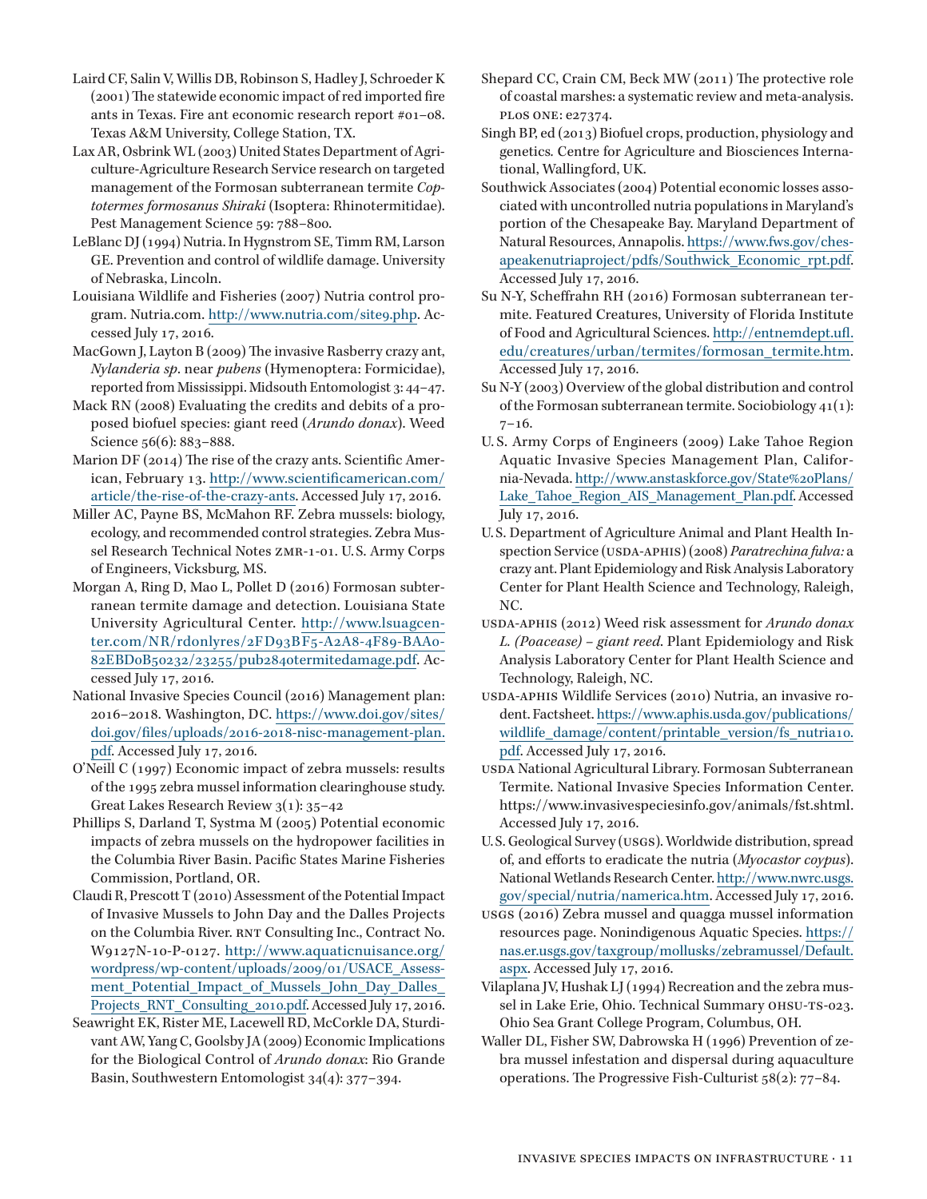Laird CF, Salin V, Willis DB, Robinson S, Hadley J, Schroeder K (2001) The statewide economic impact of red imported fire ants in Texas. Fire ant economic research report #01–08. Texas A&M University, College Station, TX.

Lax AR, Osbrink WL (2003) United States Department of Agriculture-Agriculture Research Service research on targeted management of the Formosan subterranean termite *Coptotermes formosanus Shiraki* (Isoptera: Rhinotermitidae). Pest Management Science 59: 788–800.

LeBlanc DJ (1994) Nutria. In Hygnstrom SE, Timm RM, Larson GE. Prevention and control of wildlife damage. University of Nebraska, Lincoln.

Louisiana Wildlife and Fisheries (2007) Nutria control program. Nutria.com. http://www.nutria.com/site9.php. Accessed July 17, 2016.

MacGown J, Layton B (2009) The invasive Rasberry crazy ant, *Nylanderia sp.* near *pubens* (Hymenoptera: Formicidae), reported from Mississippi. Midsouth Entomologist 3: 44–47.

Mack RN (2008) Evaluating the credits and debits of a proposed biofuel species: giant reed (*Arundo donax*). Weed Science 56(6): 883–888.

Marion DF (2014) The rise of the crazy ants. Scientific American, February 13. http://www.scientificamerican.com/article/the-rise-of-the-crazy-ants. Accessed July 17, 2016.

Miller AC, Payne BS, McMahon RF. Zebra mussels: biology, ecology, and recommended control strategies. Zebra Mussel Research Technical Notes ZMR-1-01. U.S. Army Corps of Engineers, Vicksburg, MS.

Morgan A, Ring D, Mao L, Pollet D (2016) Formosan subterranean termite damage and detection. Louisiana State University Agricultural Center. http://www.lsuagcenter.com/NR/rdonlyres/2FD93BF5-A2A8-4F89-BAA0-82EBD0B50232/23255/pub2840termitedamage.pdf. Accessed July 17, 2016.

National Invasive Species Council (2016) Management plan: 2016–2018. Washington, DC. https://www.doi.gov/sites/doi.gov/files/uploads/2016-2018-nisc-management-plan.pdf. Accessed July 17, 2016.

O'Neill C (1997) Economic impact of zebra mussels: results of the 1995 zebra mussel information clearinghouse study. Great Lakes Research Review 3(1): 35–42

Phillips S, Darland T, Systma M (2005) Potential economic impacts of zebra mussels on the hydropower facilities in the Columbia River Basin. Pacific States Marine Fisheries Commission, Portland, OR.

Claudi R, Prescott T (2010) Assessment of the Potential Impact of Invasive Mussels to John Day and the Dalles Projects on the Columbia River. RNT Consulting Inc., Contract No. W9127N-10-P-0127. http://www.aquaticnuisance.org/wordpress/wp-content/uploads/2009/01/USACE_Assessment_Potential_Impact_of_Mussels_John_Day_Dalles_Projects_RNT_Consulting_2010.pdf. Accessed July 17, 2016.

Seawright EK, Rister ME, Lacewell RD, McCorkle DA, Sturdivant AW, Yang C, Goolsby JA (2009) Economic Implications for the Biological Control of *Arundo donax*: Rio Grande Basin, Southwestern Entomologist 34(4): 377–394.

Shepard CC, Crain CM, Beck MW (2011) The protective role of coastal marshes: a systematic review and meta-analysis. PLoS ONE: e27374.

Singh BP, ed (2013) Biofuel crops, production, physiology and genetics. Centre for Agriculture and Biosciences International, Wallingford, UK.

Southwick Associates (2004) Potential economic losses associated with uncontrolled nutria populations in Maryland's portion of the Chesapeake Bay. Maryland Department of Natural Resources, Annapolis. https://www.fws.gov/chesapeakenutriaproject/pdfs/Southwick_Economic_rpt.pdf. Accessed July 17, 2016.

Su N-Y, Scheffrahn RH (2016) Formosan subterranean termite. Featured Creatures, University of Florida Institute of Food and Agricultural Sciences. http://entnemdept.ufl.edu/creatures/urban/termites/formosan_termite.htm. Accessed July 17, 2016.

Su N-Y (2003) Overview of the global distribution and control of the Formosan subterranean termite. Sociobiology 41(1): 7–16.

U.S. Army Corps of Engineers (2009) Lake Tahoe Region Aquatic Invasive Species Management Plan, California-Nevada. http://www.anstaskforce.gov/State%20Plans/Lake_Tahoe_Region_AIS_Management_Plan.pdf. Accessed July 17, 2016.

U.S. Department of Agriculture Animal and Plant Health Inspection Service (USDA-APHIS) (2008) *Paratrechina fulva:* a crazy ant. Plant Epidemiology and Risk Analysis Laboratory Center for Plant Health Science and Technology, Raleigh, NC.

USDA-APHIS (2012) Weed risk assessment for *Arundo donax L. (Poaceae) – giant reed*. Plant Epidemiology and Risk Analysis Laboratory Center for Plant Health Science and Technology, Raleigh, NC.

USDA-APHIS Wildlife Services (2010) Nutria, an invasive rodent. Factsheet. https://www.aphis.usda.gov/publications/wildlife_damage/content/printable_version/fs_nutria10.pdf. Accessed July 17, 2016.

USDA National Agricultural Library. Formosan Subterranean Termite. National Invasive Species Information Center. https://www.invasivespeciesinfo.gov/animals/fst.shtml. Accessed July 17, 2016.

U.S. Geological Survey (USGS). Worldwide distribution, spread of, and efforts to eradicate the nutria (*Myocastor coypus*). National Wetlands Research Center. http://www.nwrc.usgs.gov/special/nutria/namerica.htm. Accessed July 17, 2016.

USGS (2016) Zebra mussel and quagga mussel information resources page. Nonindigenous Aquatic Species. https://nas.er.usgs.gov/taxgroup/mollusks/zebramussel/Default.aspx. Accessed July 17, 2016.

Vilaplana JV, Hushak LJ (1994) Recreation and the zebra mussel in Lake Erie, Ohio. Technical Summary OHSU-TS-023. Ohio Sea Grant College Program, Columbus, OH.

Waller DL, Fisher SW, Dabrowska H (1996) Prevention of zebra mussel infestation and dispersal during aquaculture operations. The Progressive Fish-Culturist 58(2): 77–84.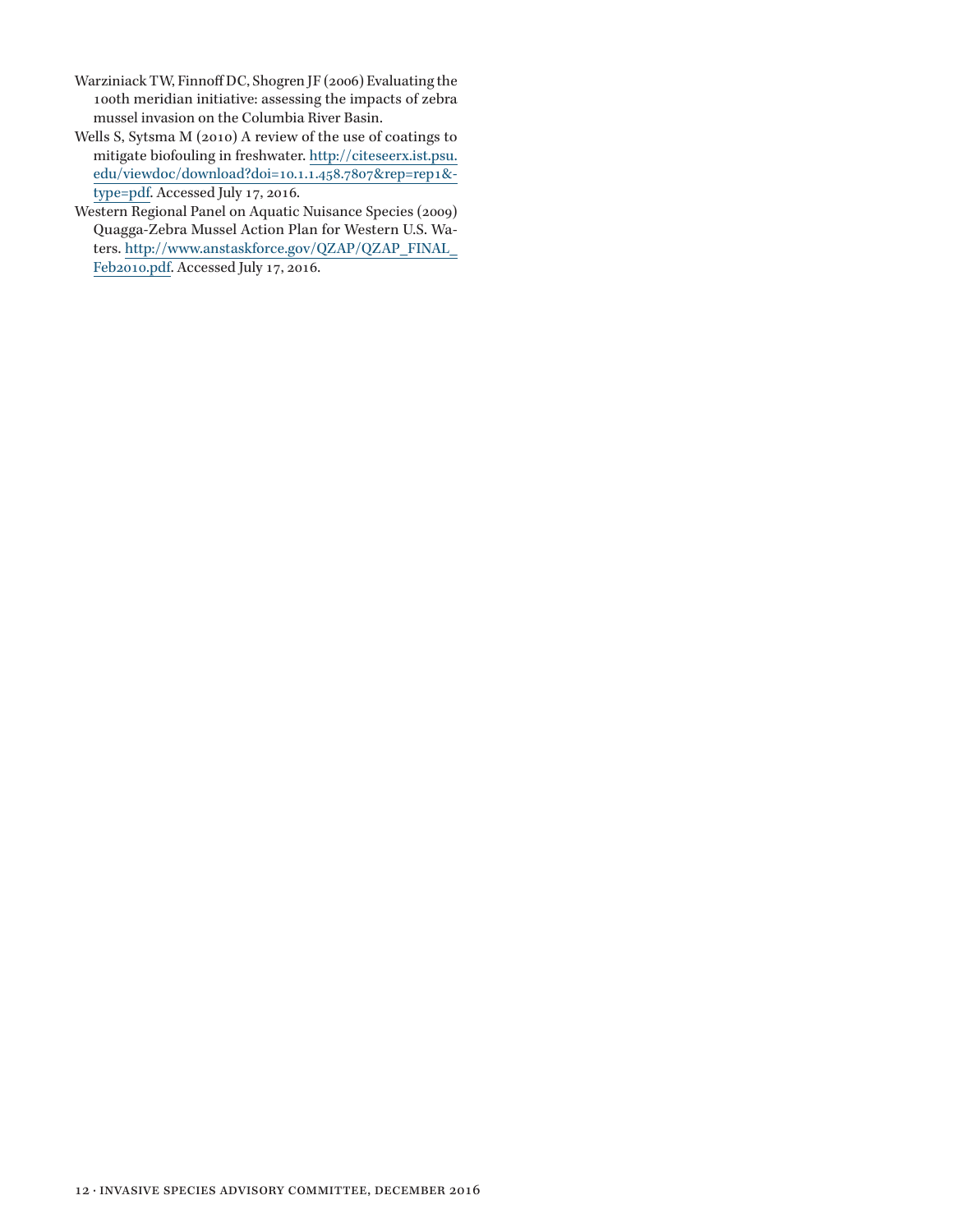Warziniack TW, Finnoff DC, Shogren JF (2006) Evaluating the 100th meridian initiative: assessing the impacts of zebra mussel invasion on the Columbia River Basin.

Wells S, Sytsma M (2010) A review of the use of coatings to mitigate biofouling in freshwater. http://citeseerx.ist.psu.edu/viewdoc/download?doi=10.1.1.458.7807&rep=rep1&type=pdf. Accessed July 17, 2016.

Western Regional Panel on Aquatic Nuisance Species (2009) Quagga-Zebra Mussel Action Plan for Western U.S. Waters. http://www.anstaskforce.gov/QZAP/QZAP_FINAL_Feb2010.pdf. Accessed July 17, 2016.